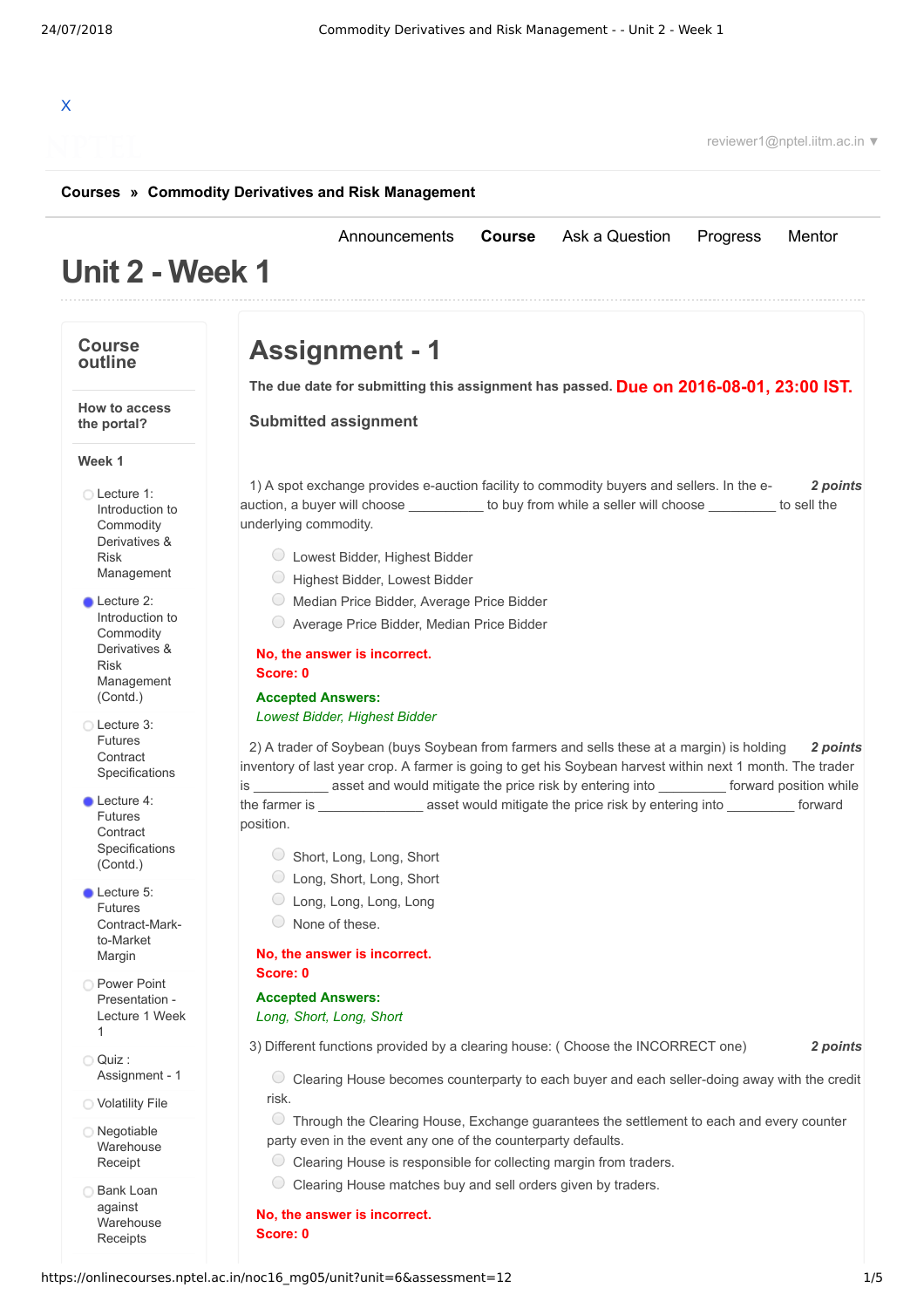X

reviewer1@nptel.iitm.ac.in ▼

**Courses » Commodity Derivatives and Risk Management**

Announcements **Course** Ask a Question Progress Mentor

# Unit 2 - Week 1

## Course outline

How to access the portal?

**Week 1**

- Lecture 1: Introduction to Commodity Derivatives & Risk Management
- Lecture 2: Introduction to Commodity Derivatives & Risk Management (Contd.)
- Lecture 3: Futures Contract Specifications
- Lecture 4: Futures Contract Specifications (Contd.)
- Lecture 5: Futures Contract-Mark-to-Market Margin
- Power Point Presentation - Lecture 1 Week 1
- Quiz : Assignment - 1
- Volatility File
- Negotiable Warehouse Receipt
- Bank Loan against Warehouse Receipts

# Assignment - 1

**The due date for submitting this assignment has passed.** **Due on 2016-08-01, 23:00 IST.**

**Submitted assignment**

1) A spot exchange provides e-auction facility to commodity buyers and sellers. In the e-auction, a buyer will choose __________ to buy from while a seller will choose _________ to sell the underlying commodity. ***2 points***

- Lowest Bidder, Highest Bidder
- Highest Bidder, Lowest Bidder
- Median Price Bidder, Average Price Bidder
- Average Price Bidder, Median Price Bidder

**No, the answer is incorrect.**
**Score: 0**

**Accepted Answers:**
*Lowest Bidder, Highest Bidder*

2) A trader of Soybean (buys Soybean from farmers and sells these at a margin) is holding inventory of last year crop. A farmer is going to get his Soybean harvest within next 1 month. The trader is __________ asset and would mitigate the price risk by entering into _________ forward position while the farmer is ______________ asset would mitigate the price risk by entering into _________ forward position. ***2 points***

- Short, Long, Long, Short
- Long, Short, Long, Short
- Long, Long, Long, Long
- None of these.

**No, the answer is incorrect.**
**Score: 0**

**Accepted Answers:**
*Long, Short, Long, Short*

3) Different functions provided by a clearing house: ( Choose the INCORRECT one) ***2 points***

- Clearing House becomes counterparty to each buyer and each seller-doing away with the credit risk.
- Through the Clearing House, Exchange guarantees the settlement to each and every counter party even in the event any one of the counterparty defaults.
- Clearing House is responsible for collecting margin from traders.
- Clearing House matches buy and sell orders given by traders.

**No, the answer is incorrect.**
**Score: 0**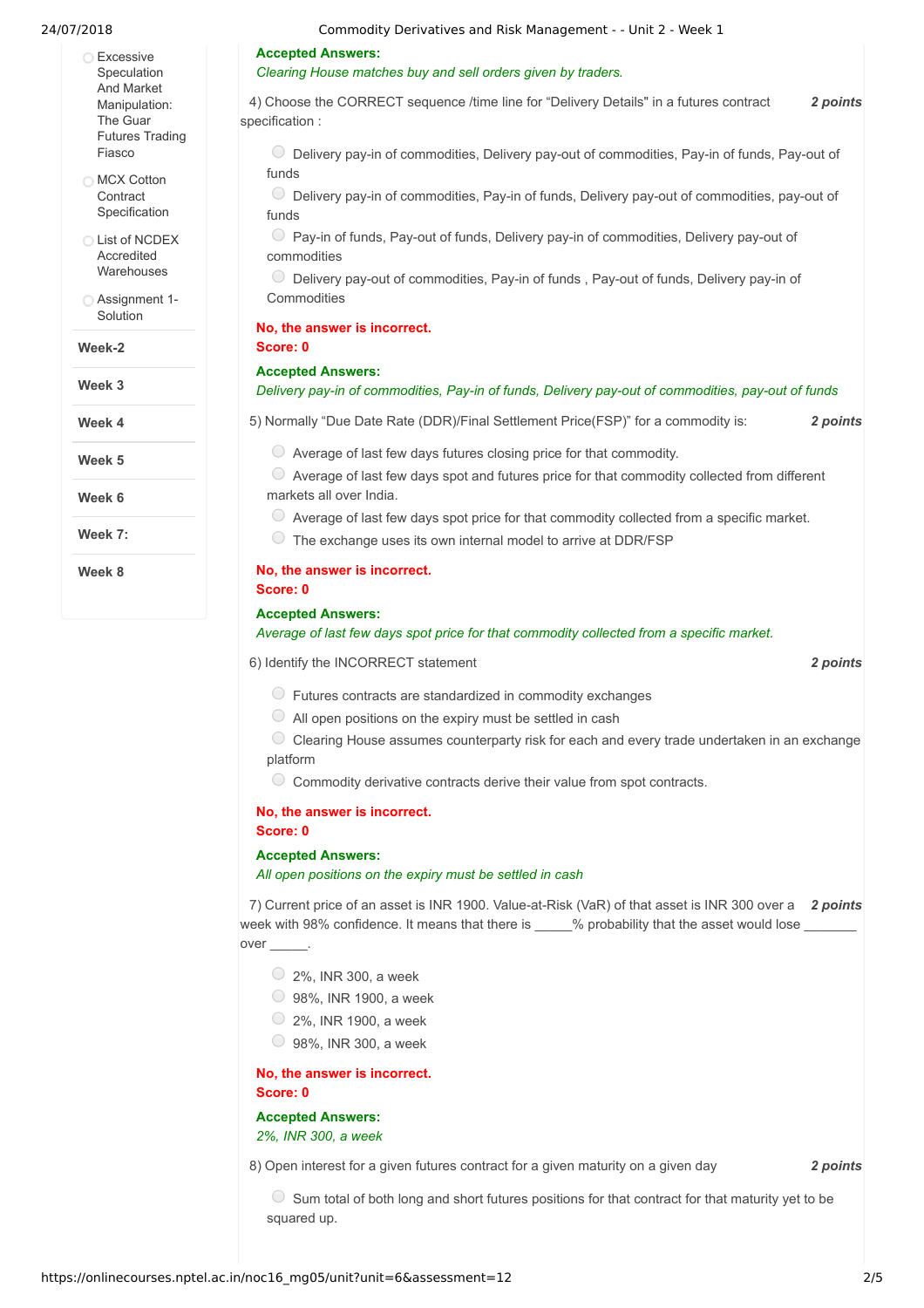- Excessive Speculation And Market Manipulation: The Guar Futures Trading Fiasco
- MCX Cotton Contract Specification
- List of NCDEX Accredited Warehouses
- Assignment 1-Solution

**Week-2**

**Week 3**

**Week 4**

**Week 5**

**Week 6**

**Week 7:**

**Week 8**

**Accepted Answers:**
*Clearing House matches buy and sell orders given by traders.*

4) Choose the CORRECT sequence /time line for "Delivery Details" in a futures contract specification : **2 points**

- Delivery pay-in of commodities, Delivery pay-out of commodities, Pay-in of funds, Pay-out of funds
- Delivery pay-in of commodities, Pay-in of funds, Delivery pay-out of commodities, pay-out of funds
- Pay-in of funds, Pay-out of funds, Delivery pay-in of commodities, Delivery pay-out of commodities
- Delivery pay-out of commodities, Pay-in of funds , Pay-out of funds, Delivery pay-in of Commodities

**No, the answer is incorrect.**
**Score: 0**

**Accepted Answers:**
*Delivery pay-in of commodities, Pay-in of funds, Delivery pay-out of commodities, pay-out of funds*

5) Normally "Due Date Rate (DDR)/Final Settlement Price(FSP)" for a commodity is: **2 points**

- Average of last few days futures closing price for that commodity.
- Average of last few days spot and futures price for that commodity collected from different markets all over India.
- Average of last few days spot price for that commodity collected from a specific market.
- The exchange uses its own internal model to arrive at DDR/FSP

**No, the answer is incorrect.**
**Score: 0**

**Accepted Answers:**
*Average of last few days spot price for that commodity collected from a specific market.*

6) Identify the INCORRECT statement **2 points**

- Futures contracts are standardized in commodity exchanges
- All open positions on the expiry must be settled in cash
- Clearing House assumes counterparty risk for each and every trade undertaken in an exchange platform
- Commodity derivative contracts derive their value from spot contracts.

**No, the answer is incorrect.**
**Score: 0**

**Accepted Answers:**
*All open positions on the expiry must be settled in cash*

7) Current price of an asset is INR 1900. Value-at-Risk (VaR) of that asset is INR 300 over a week with 98% confidence. It means that there is _____% probability that the asset would lose _______ over _____. **2 points**

- 2%, INR 300, a week
- 98%, INR 1900, a week
- 2%, INR 1900, a week
- 98%, INR 300, a week

**No, the answer is incorrect.**
**Score: 0**

**Accepted Answers:**
*2%, INR 300, a week*

8) Open interest for a given futures contract for a given maturity on a given day **2 points**

- Sum total of both long and short futures positions for that contract for that maturity yet to be squared up.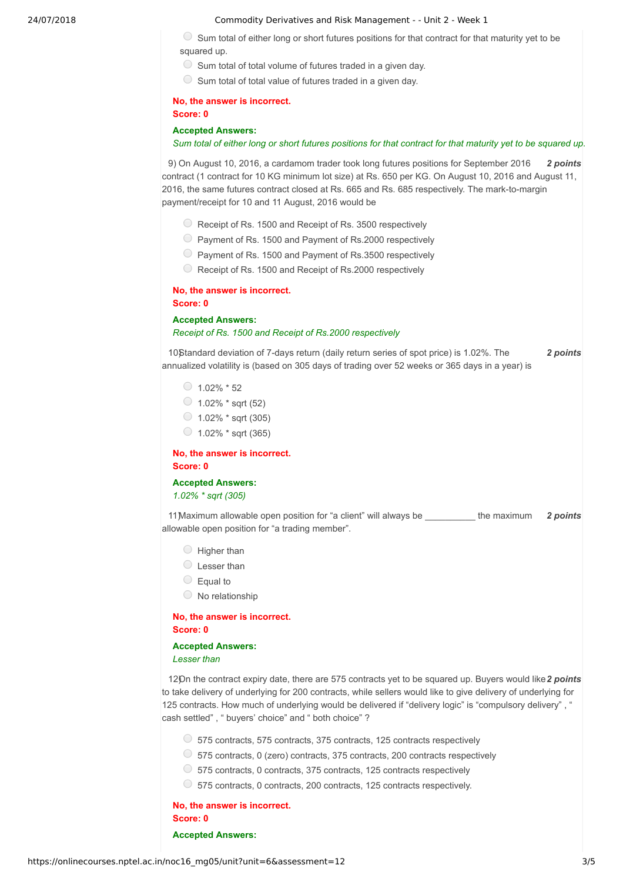- Sum total of either long or short futures positions for that contract for that maturity yet to be squared up.
- Sum total of total volume of futures traded in a given day.
- Sum total of total value of futures traded in a given day.

**No, the answer is incorrect.**
**Score: 0**

**Accepted Answers:**
*Sum total of either long or short futures positions for that contract for that maturity yet to be squared up.*

9) On August 10, 2016, a cardamom trader took long futures positions for September 2016 contract (1 contract for 10 KG minimum lot size) at Rs. 650 per KG. On August 10, 2016 and August 11, 2016, the same futures contract closed at Rs. 665 and Rs. 685 respectively. The mark-to-margin payment/receipt for 10 and 11 August, 2016 would be ***2 points***

- Receipt of Rs. 1500 and Receipt of Rs. 3500 respectively
- Payment of Rs. 1500 and Payment of Rs.2000 respectively
- Payment of Rs. 1500 and Payment of Rs.3500 respectively
- Receipt of Rs. 1500 and Receipt of Rs.2000 respectively

**No, the answer is incorrect.**
**Score: 0**

**Accepted Answers:**
*Receipt of Rs. 1500 and Receipt of Rs.2000 respectively*

10) Standard deviation of 7-days return (daily return series of spot price) is 1.02%. The annualized volatility is (based on 305 days of trading over 52 weeks or 365 days in a year) is ***2 points***

- 1.02% * 52
- 1.02% * sqrt (52)
- 1.02% * sqrt (305)
- 1.02% * sqrt (365)

**No, the answer is incorrect.**
**Score: 0**

**Accepted Answers:**
*1.02% * sqrt (305)*

11) Maximum allowable open position for "a client" will always be __________ the maximum allowable open position for "a trading member". ***2 points***

- Higher than
- Lesser than
- Equal to
- No relationship

**No, the answer is incorrect.**
**Score: 0**

**Accepted Answers:**
*Lesser than*

12) On the contract expiry date, there are 575 contracts yet to be squared up. Buyers would like to take delivery of underlying for 200 contracts, while sellers would like to give delivery of underlying for 125 contracts. How much of underlying would be delivered if "delivery logic" is "compulsory delivery" , " cash settled" , " buyers' choice" and " both choice" ? ***2 points***

- 575 contracts, 575 contracts, 375 contracts, 125 contracts respectively
- 575 contracts, 0 (zero) contracts, 375 contracts, 200 contracts respectively
- 575 contracts, 0 contracts, 375 contracts, 125 contracts respectively
- 575 contracts, 0 contracts, 200 contracts, 125 contracts respectively.

**No, the answer is incorrect.**
**Score: 0**

**Accepted Answers:**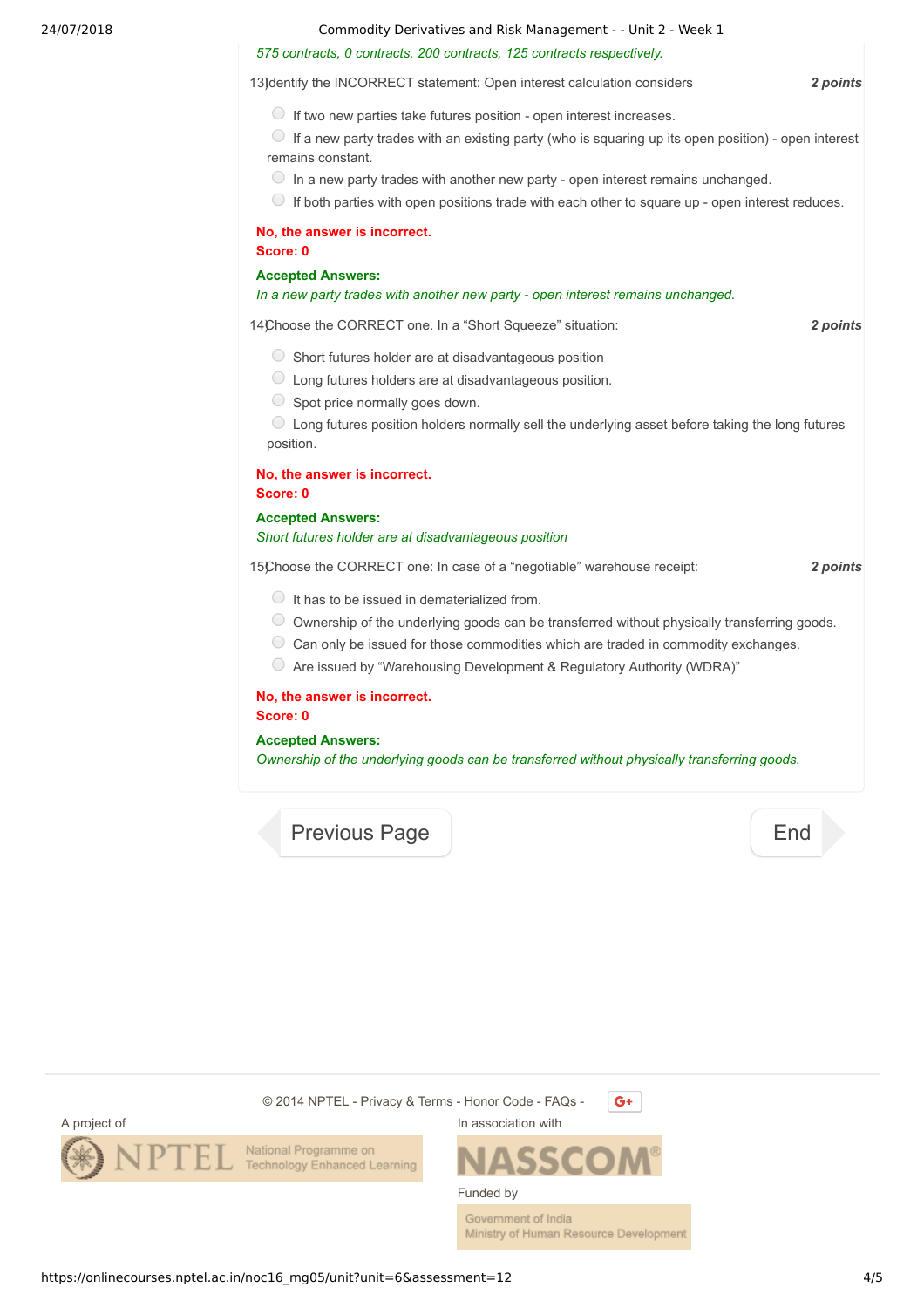*575 contracts, 0 contracts, 200 contracts, 125 contracts respectively.*

13) Identify the INCORRECT statement: Open interest calculation considers **2 points**

- If two new parties take futures position - open interest increases.
- If a new party trades with an existing party (who is squaring up its open position) - open interest remains constant.
- In a new party trades with another new party - open interest remains unchanged.
- If both parties with open positions trade with each other to square up - open interest reduces.

**No, the answer is incorrect.**
**Score: 0**

**Accepted Answers:**
*In a new party trades with another new party - open interest remains unchanged.*

14) Choose the CORRECT one. In a "Short Squeeze" situation: **2 points**

- Short futures holder are at disadvantageous position
- Long futures holders are at disadvantageous position.
- Spot price normally goes down.
- Long futures position holders normally sell the underlying asset before taking the long futures position.

**No, the answer is incorrect.**
**Score: 0**

**Accepted Answers:**
*Short futures holder are at disadvantageous position*

15) Choose the CORRECT one: In case of a "negotiable" warehouse receipt: **2 points**

- It has to be issued in dematerialized from.
- Ownership of the underlying goods can be transferred without physically transferring goods.
- Can only be issued for those commodities which are traded in commodity exchanges.
- Are issued by "Warehousing Development & Regulatory Authority (WDRA)"

**No, the answer is incorrect.**
**Score: 0**

**Accepted Answers:**
*Ownership of the underlying goods can be transferred without physically transferring goods.*

Previous Page | End

© 2014 NPTEL - Privacy & Terms - Honor Code - FAQs -

A project of NPTEL National Programme on Technology Enhanced Learning

In association with NASSCOM

Funded by Government of India Ministry of Human Resource Development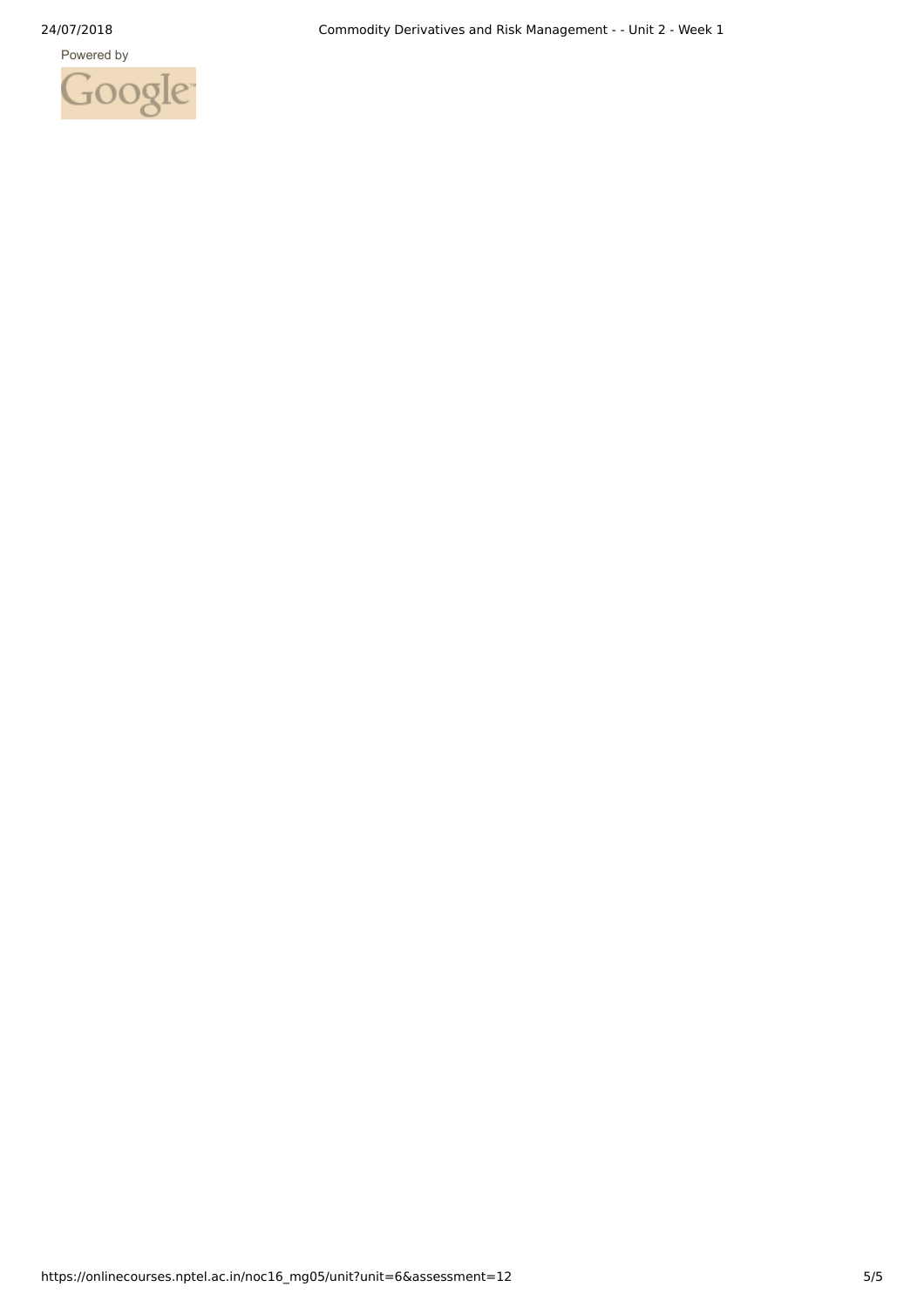Powered by